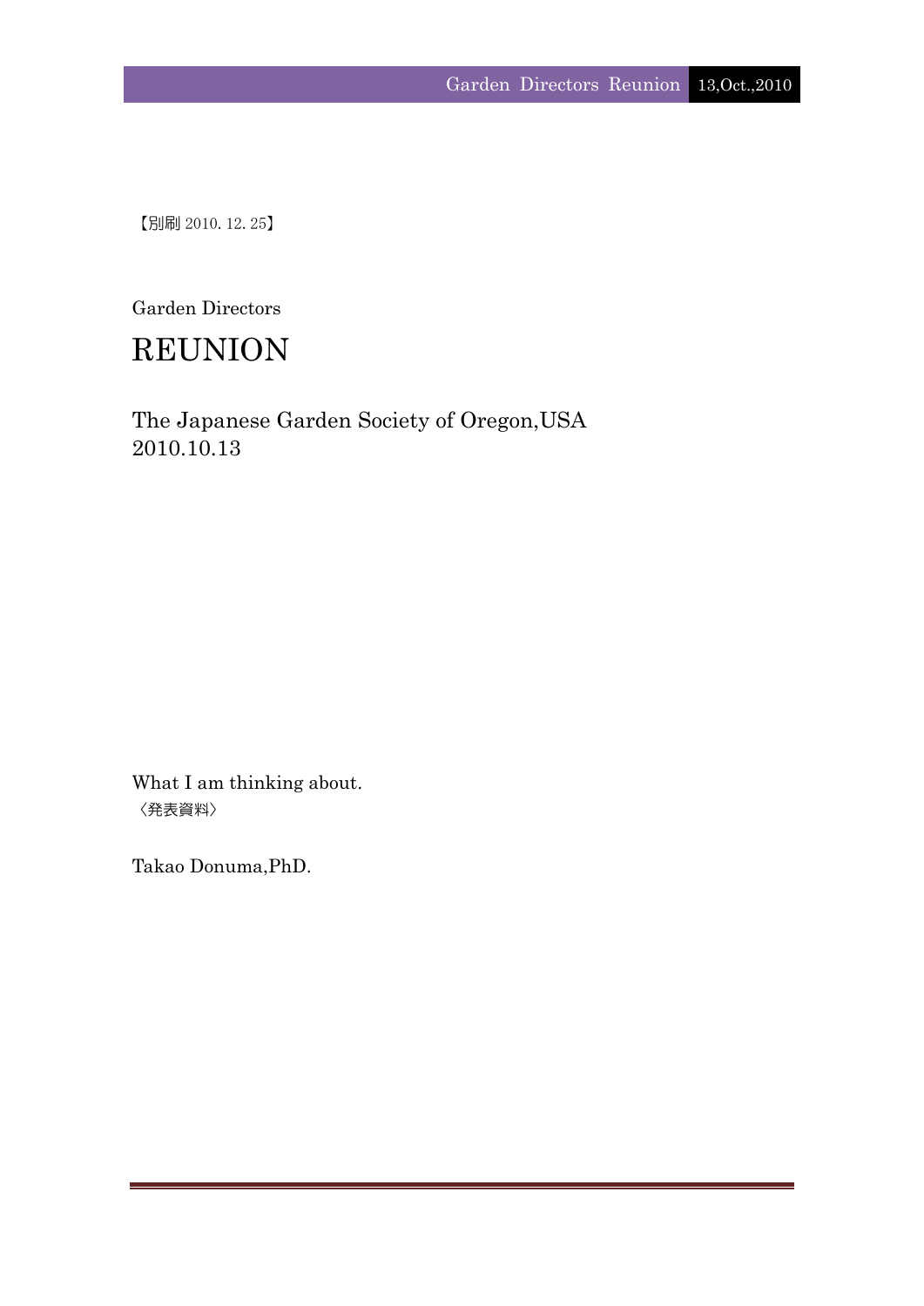【別刷 2010. 12. 25】

Garden Directors

# REUNION

The Japanese Garden Society of Oregon,USA
2010.10.13

What I am thinking about.
〈発表資料〉

Takao Donuma,PhD.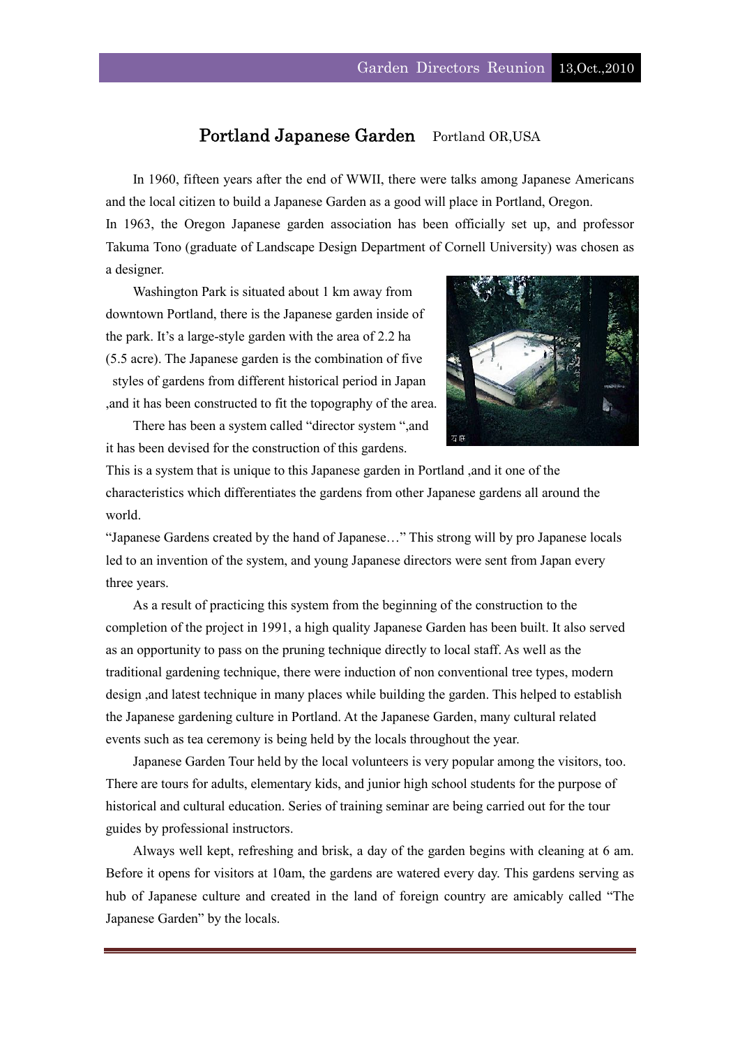# Portland Japanese Garden　Portland OR,USA

In 1960, fifteen years after the end of WWII, there were talks among Japanese Americans and the local citizen to build a Japanese Garden as a good will place in Portland, Oregon.
In 1963, the Oregon Japanese garden association has been officially set up, and professor Takuma Tono (graduate of Landscape Design Department of Cornell University) was chosen as a designer.

Washington Park is situated about 1 km away from downtown Portland, there is the Japanese garden inside of the park. It's a large-style garden with the area of 2.2 ha (5.5 acre). The Japanese garden is the combination of five styles of gardens from different historical period in Japan ,and it has been constructed to fit the topography of the area.

There has been a system called "director system ",and it has been devised for the construction of this gardens. This is a system that is unique to this Japanese garden in Portland ,and it one of the characteristics which differentiates the gardens from other Japanese gardens all around the world.
"Japanese Gardens created by the hand of Japanese…" This strong will by pro Japanese locals led to an invention of the system, and young Japanese directors were sent from Japan every three years.

As a result of practicing this system from the beginning of the construction to the completion of the project in 1991, a high quality Japanese Garden has been built. It also served as an opportunity to pass on the pruning technique directly to local staff. As well as the traditional gardening technique, there were induction of non conventional tree types, modern design ,and latest technique in many places while building the garden. This helped to establish the Japanese gardening culture in Portland. At the Japanese Garden, many cultural related events such as tea ceremony is being held by the locals throughout the year.

Japanese Garden Tour held by the local volunteers is very popular among the visitors, too. There are tours for adults, elementary kids, and junior high school students for the purpose of historical and cultural education. Series of training seminar are being carried out for the tour guides by professional instructors.

Always well kept, refreshing and brisk, a day of the garden begins with cleaning at 6 am. Before it opens for visitors at 10am, the gardens are watered every day. This gardens serving as hub of Japanese culture and created in the land of foreign country are amicably called "The Japanese Garden" by the locals.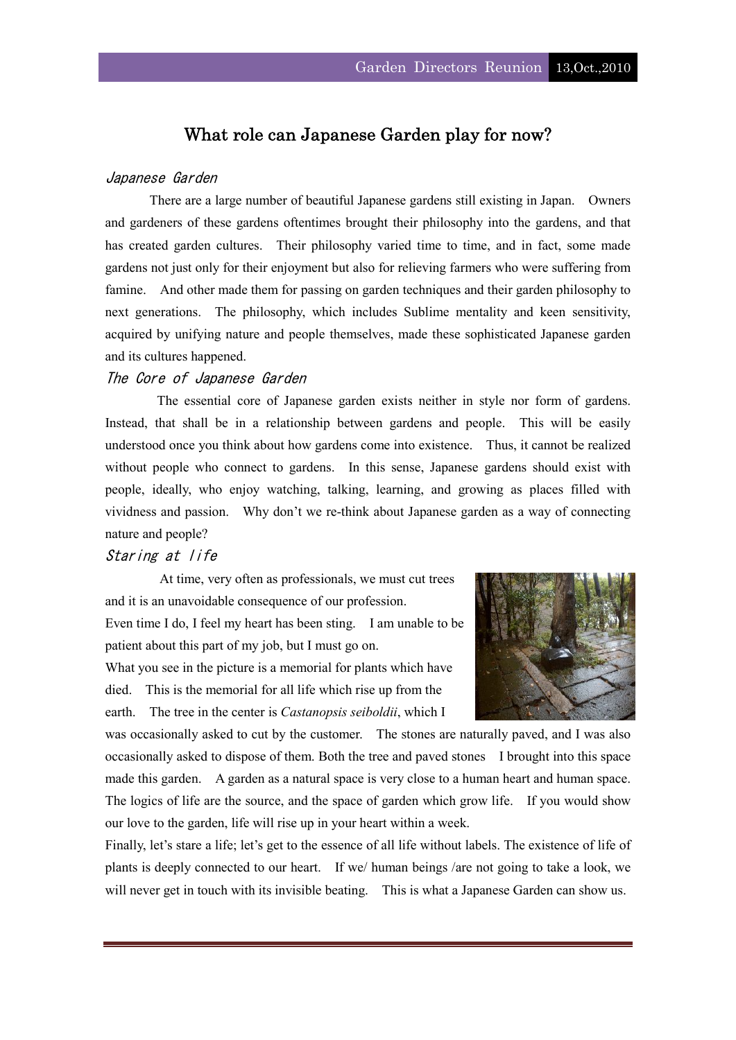# What role can Japanese Garden play for now?

### *Japanese Garden*

There are a large number of beautiful Japanese gardens still existing in Japan. Owners and gardeners of these gardens oftentimes brought their philosophy into the gardens, and that has created garden cultures. Their philosophy varied time to time, and in fact, some made gardens not just only for their enjoyment but also for relieving farmers who were suffering from famine. And other made them for passing on garden techniques and their garden philosophy to next generations. The philosophy, which includes Sublime mentality and keen sensitivity, acquired by unifying nature and people themselves, made these sophisticated Japanese garden and its cultures happened.

### *The Core of Japanese Garden*

The essential core of Japanese garden exists neither in style nor form of gardens. Instead, that shall be in a relationship between gardens and people. This will be easily understood once you think about how gardens come into existence. Thus, it cannot be realized without people who connect to gardens. In this sense, Japanese gardens should exist with people, ideally, who enjoy watching, talking, learning, and growing as places filled with vividness and passion. Why don't we re-think about Japanese garden as a way of connecting nature and people?

### *Staring at life*

At time, very often as professionals, we must cut trees and it is an unavoidable consequence of our profession. Even time I do, I feel my heart has been sting. I am unable to be patient about this part of my job, but I must go on. What you see in the picture is a memorial for plants which have died. This is the memorial for all life which rise up from the earth. The tree in the center is *Castanopsis seiboldii*, which I was occasionally asked to cut by the customer. The stones are naturally paved, and I was also occasionally asked to dispose of them. Both the tree and paved stones I brought into this space made this garden. A garden as a natural space is very close to a human heart and human space. The logics of life are the source, and the space of garden which grow life. If you would show our love to the garden, life will rise up in your heart within a week.

Finally, let's stare a life; let's get to the essence of all life without labels. The existence of life of plants is deeply connected to our heart. If we/ human beings /are not going to take a look, we will never get in touch with its invisible beating. This is what a Japanese Garden can show us.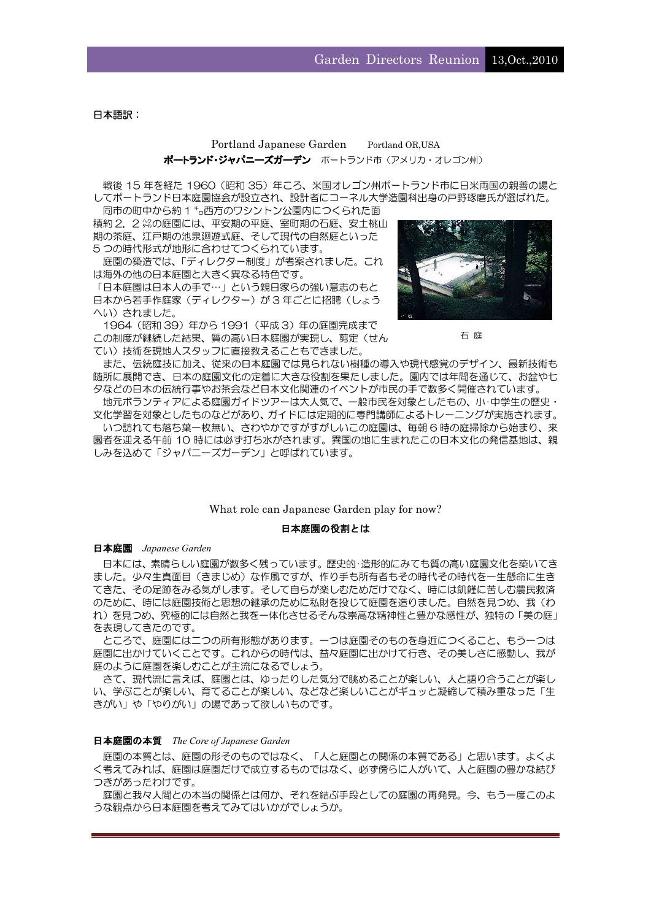日本語訳：

Portland Japanese Garden　　Portland OR,USA

**ポートランド･ジャパニーズガーデン**　ポートランド市（アメリカ・オレゴン州）

戦後 15 年を経た 1960（昭和 35）年ころ、米国オレゴン州ポートランド市に日米両国の親善の場としてポートランド日本庭園協会が設立され、設計者にコーネル大学造園科出身の戸野琢磨氏が選ばれた。

同市の町中から約１㌔西方のワシントン公園内につくられた面積約２．２㌶の庭園には、平安期の平庭、室町期の石庭、安土桃山期の茶庭、江戸期の池泉廻遊式庭、そして現代の自然庭といった５つの時代形式が地形に合わせてつくられています。

庭園の築造では、「ディレクター制度」が考案されました。これは海外の他の日本庭園と大きく異なる特色です。

「日本庭園は日本人の手で…」という親日家らの強い意志のもと日本から若手作庭家（ディレクター）が３年ごとに招聘（しょうへい）されました。

1964（昭和 39）年から 1991（平成 3）年の庭園完成までこの制度が継続した結果、質の高い日本庭園が実現し、剪定（せんてい）技術を現地人スタッフに直接教えることもできました。

石 庭

また、伝統庭技に加え、従来の日本庭園では見られない樹種の導入や現代感覚のデザイン、最新技術も随所に展開でき、日本の庭園文化の定着に大きな役割を果たしました。園内では年間を通じて、お盆や七夕などの日本の伝統行事やお茶会など日本文化関連のイベントが市民の手で数多く開催されています。

地元ボランティアによる庭園ガイドツアーは大人気で、一般市民を対象としたもの、小･中学生の歴史・文化学習を対象としたものなどがあり、ガイドには定期的に専門講師によるトレーニングが実施されます。

いつ訪れても落ち葉一枚無い、さわやかですがすがしいこの庭園は、毎朝６時の庭掃除から始まり、来園者を迎える午前 10 時には必ず打ち水がされます。異国の地に生まれたこの日本文化の発信基地は、親しみを込めて「ジャパニーズガーデン」と呼ばれています。

What role can Japanese Garden play for now?

## 日本庭園の役割とは

**日本庭園**　*Japanese Garden*

日本には、素晴らしい庭園が数多く残っています。歴史的･造形的にみても質の高い庭園文化を築いてきました。少々生真面目（きまじめ）な作風ですが、作り手も所有者もその時代その時代を一生懸命に生きてきた、その足跡をみる気がします。そして自らが楽しむためだけでなく、時には飢饉に苦しむ農民救済のために、時には庭園技術と思想の継承のために私財を投じて庭園を造りました。自然を見つめ、我（われ）を見つめ、究極的には自然と我を一体化させるそんな崇高な精神性と豊かな感性が、独特の「美の庭」を表現してきたのです。

ところで、庭園には二つの所有形態があります。一つは庭園そのものを身近につくること、もう一つは庭園に出かけていくことです。これからの時代は、益々庭園に出かけて行き、その美しさに感動し、我が庭のように庭園を楽しむことが主流になるでしょう。

さて、現代流に言えば、庭園とは、ゆったりした気分で眺めることが楽しい、人と語り合うことが楽しい、学ぶことが楽しい、育てることが楽しい、などなど楽しいことがギュッと凝縮して積み重なった「生きがい」や「やりがい」の場であって欲しいものです。

**日本庭園の本質**　*The Core of Japanese Garden*

庭園の本質とは、庭園の形そのものではなく、「人と庭園との関係の本質である」と思います。よくよく考えてみれば、庭園は庭園だけで成立するものではなく、必ず傍らに人がいて、人と庭園の豊かな結びつきがあったわけです。

庭園と我々人間との本当の関係とは何か、それを結ぶ手段としての庭園の再発見。今、もう一度このような観点から日本庭園を考えてみてはいかがでしょうか。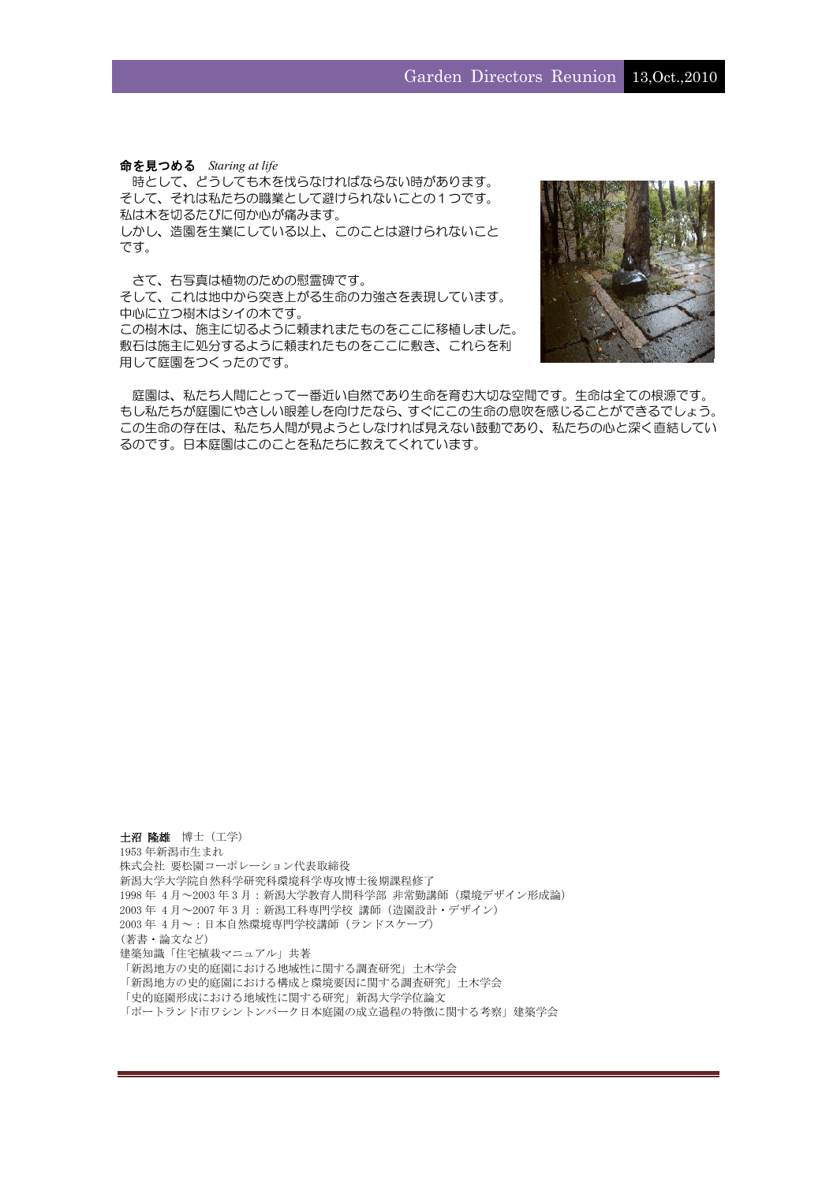**命を見つめる** *Staring at life*

時として、どうしても木を伐らなければならない時があります。
そして、それは私たちの職業として避けられないことの１つです。
私は木を切るたびに何か心が痛みます。
しかし、造園を生業にしている以上、このことは避けられないことです。

さて、右写真は植物のための慰霊碑です。
そして、これは地中から突き上がる生命の力強さを表現しています。
中心に立つ樹木はシイの木です。
この樹木は、施主に切るように頼まれまたものをここに移植しました。
敷石は施主に処分するように頼まれたものをここに敷き、これらを利用して庭園をつくったのです。

庭園は、私たち人間にとって一番近い自然であり生命を育む大切な空間です。生命は全ての根源です。もし私たちが庭園にやさしい眼差しを向けたなら、すぐにこの生命の息吹を感じることができるでしょう。この生命の存在は、私たち人間が見ようとしなければ見えない鼓動であり、私たちの心と深く直結しているのです。日本庭園はこのことを私たちに教えてくれています。

**土沼 隆雄** 博士（工学）
1953 年新潟市生まれ
株式会社 要松園コーポレーション代表取締役
新潟大学大学院自然科学研究科環境科学専攻博士後期課程修了
1998 年 4 月～2003 年 3 月：新潟大学教育人間科学部 非常勤講師（環境デザイン形成論）
2003 年 4 月～2007 年 3 月：新潟工科専門学校 講師（造園設計・デザイン）
2003 年 4 月～：日本自然環境専門学校講師（ランドスケープ）
（著書・論文など）
建築知識「住宅植栽マニュアル」共著
「新潟地方の史的庭園における地域性に関する調査研究」土木学会
「新潟地方の史的庭園における構成と環境要因に関する調査研究」土木学会
「史的庭園形成における地域性に関する研究」新潟大学学位論文
「ポートランド市ワシントンパーク日本庭園の成立過程の特徴に関する考察」建築学会